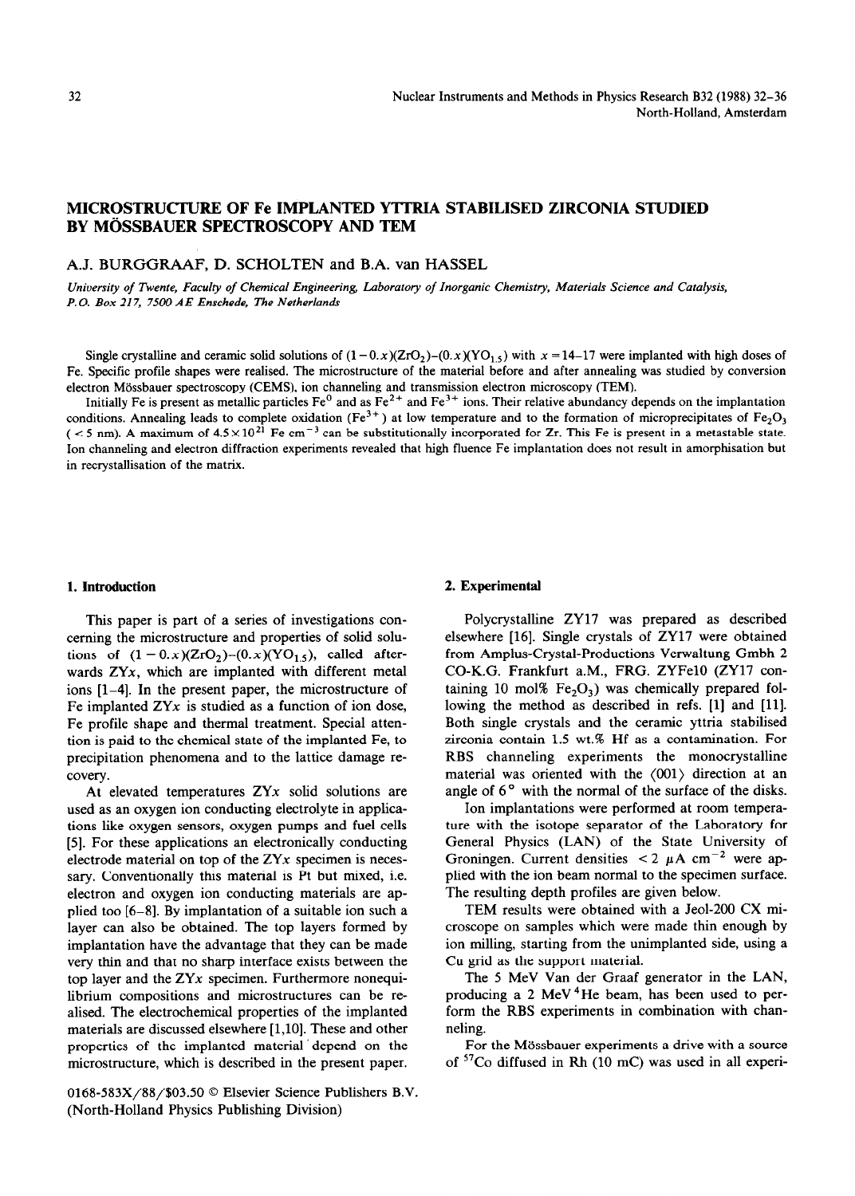# MICROSTRUCTURE OF Fe IMPLANTED YTTRIA STABILISED ZIRCONIA STUDIED BY MÖSSBAUER SPECTROSCOPY AND TEM

A.J. BURGGRAAF, D. SCHOLTEN and B.A. van HASSEL

*University of Twente, Faculty of Chemical Engineering, Laboratory of Inorganic Chemistry, Materials Science and Catalysis, P.O. Box 217, 7500 AE Enschede, The Netherlands*

Single crystalline and ceramic solid solutions of $(1-0.x)(ZrO_2)$–$(0.x)(YO_{1.5})$ with $x = 14$–$17$ were implanted with high doses of Fe. Specific profile shapes were realised. The microstructure of the material before and after annealing was studied by conversion electron Mössbauer spectroscopy (CEMS), ion channeling and transmission electron microscopy (TEM).

Initially Fe is present as metallic particles $Fe^0$ and as $Fe^{2+}$ and $Fe^{3+}$ ions. Their relative abundancy depends on the implantation conditions. Annealing leads to complete oxidation ($Fe^{3+}$) at low temperature and to the formation of microprecipitates of $Fe_2O_3$ ($< 5$ nm). A maximum of $4.5 \times 10^{21}$ Fe $cm^{-3}$ can be substitutionally incorporated for Zr. This Fe is present in a metastable state. Ion channeling and electron diffraction experiments revealed that high fluence Fe implantation does not result in amorphisation but in recrystallisation of the matrix.

## 1. Introduction

This paper is part of a series of investigations concerning the microstructure and properties of solid solutions of $(1-0.x)(ZrO_2)$–$(0.x)(YO_{1.5})$, called afterwards ZY$x$, which are implanted with different metal ions [1–4]. In the present paper, the microstructure of Fe implanted ZY$x$ is studied as a function of ion dose, Fe profile shape and thermal treatment. Special attention is paid to the chemical state of the implanted Fe, to precipitation phenomena and to the lattice damage recovery.

At elevated temperatures ZY$x$ solid solutions are used as an oxygen ion conducting electrolyte in applications like oxygen sensors, oxygen pumps and fuel cells [5]. For these applications an electronically conducting electrode material on top of the ZY$x$ specimen is necessary. Conventionally this material is Pt but mixed, i.e. electron and oxygen ion conducting materials are applied too [6–8]. By implantation of a suitable ion such a layer can also be obtained. The top layers formed by implantation have the advantage that they can be made very thin and that no sharp interface exists between the top layer and the ZY$x$ specimen. Furthermore nonequilibrium compositions and microstructures can be realised. The electrochemical properties of the implanted materials are discussed elsewhere [1,10]. These and other properties of the implanted material depend on the microstructure, which is described in the present paper.

0168-583X/88/$03.50 © Elsevier Science Publishers B.V.
(North-Holland Physics Publishing Division)

## 2. Experimental

Polycrystalline ZY17 was prepared as described elsewhere [16]. Single crystals of ZY17 were obtained from Amplus-Crystal-Productions Verwaltung Gmbh 2 CO-K.G. Frankfurt a.M., FRG. ZYFe10 (ZY17 containing 10 mol% $Fe_2O_3$) was chemically prepared following the method as described in refs. [1] and [11]. Both single crystals and the ceramic yttria stabilised zirconia contain 1.5 wt.% Hf as a contamination. For RBS channeling experiments the monocrystalline material was oriented with the ⟨001⟩ direction at an angle of 6° with the normal of the surface of the disks.

Ion implantations were performed at room temperature with the isotope separator of the Laboratory for General Physics (LAN) of the State University of Groningen. Current densities $< 2$ μA $cm^{-2}$ were applied with the ion beam normal to the specimen surface. The resulting depth profiles are given below.

TEM results were obtained with a Jeol-200 CX microscope on samples which were made thin enough by ion milling, starting from the unimplanted side, using a Cu grid as the support material.

The 5 MeV Van der Graaf generator in the LAN, producing a 2 MeV $^4$He beam, has been used to perform the RBS experiments in combination with channeling.

For the Mössbauer experiments a drive with a source of $^{57}$Co diffused in Rh (10 mC) was used in all experi-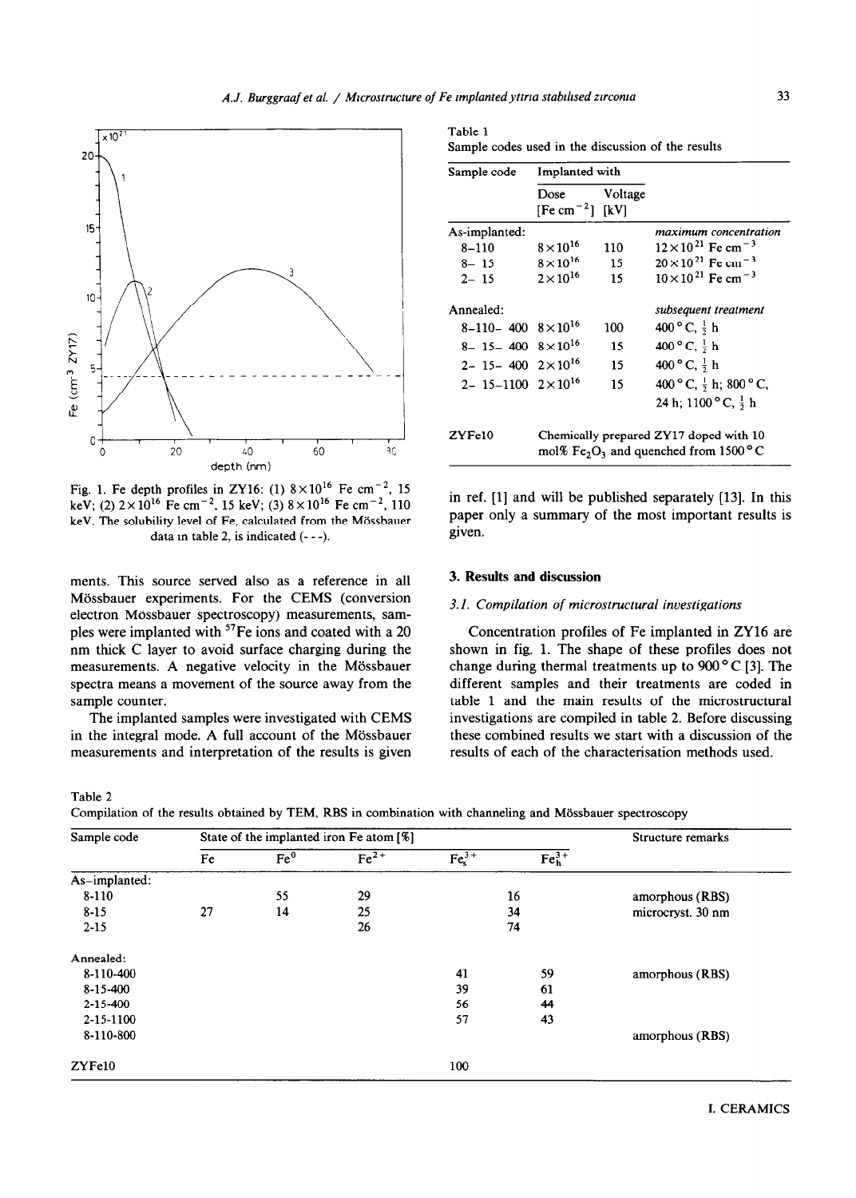Fig. 1. Fe depth profiles in ZY16: (1) $8\times10^{16}$ Fe $cm^{-2}$, 15 keV; (2) $2\times10^{16}$ Fe $cm^{-2}$, 15 keV; (3) $8\times10^{16}$ Fe $cm^{-2}$, 110 keV. The solubility level of Fe, calculated from the Mössbauer data in table 2, is indicated (- - -).

ments. This source served also as a reference in all Mössbauer experiments. For the CEMS (conversion electron Mössbauer spectroscopy) measurements, samples were implanted with $^{57}Fe$ ions and coated with a 20 nm thick C layer to avoid surface charging during the measurements. A negative velocity in the Mössbauer spectra means a movement of the source away from the sample counter.

The implanted samples were investigated with CEMS in the integral mode. A full account of the Mössbauer measurements and interpretation of the results is given in ref. [1] and will be published separately [13]. In this paper only a summary of the most important results is given.

Table 1
Sample codes used in the discussion of the results

| Sample code | Implanted with | | |
|---|---|---|---|
| | Dose [Fe $cm^{-2}$] | Voltage [kV] | |
| As-implanted: | | | *maximum concentration* |
| 8–110 | $8\times10^{16}$ | 110 | $12\times10^{21}$ Fe $cm^{-3}$ |
| 8– 15 | $8\times10^{16}$ | 15 | $20\times10^{21}$ Fe $cm^{-3}$ |
| 2– 15 | $2\times10^{16}$ | 15 | $10\times10^{21}$ Fe $cm^{-3}$ |
| Annealed: | | | *subsequent treatment* |
| 8–110– 400 | $8\times10^{16}$ | 100 | 400 °C, ½ h |
| 8– 15– 400 | $8\times10^{16}$ | 15 | 400 °C, ½ h |
| 2– 15– 400 | $2\times10^{16}$ | 15 | 400 °C, ½ h |
| 2– 15–1100 | $2\times10^{16}$ | 15 | 400 °C, ½ h; 800 °C, 24 h; 1100 °C, ½ h |
| ZYFe10 | Chemically prepared ZY17 doped with 10 mol% $Fe_2O_3$ and quenched from 1500 °C | | |

## 3. Results and discussion

### 3.1. Compilation of microstructural investigations

Concentration profiles of Fe implanted in ZY16 are shown in fig. 1. The shape of these profiles does not change during thermal treatments up to 900 °C [3]. The different samples and their treatments are coded in table 1 and the main results of the microstructural investigations are compiled in table 2. Before discussing these combined results we start with a discussion of the results of each of the characterisation methods used.

Table 2
Compilation of the results obtained by TEM, RBS in combination with channeling and Mössbauer spectroscopy

| Sample code | State of the implanted iron Fe atom [%] | | | | | Structure remarks |
|---|---|---|---|---|---|---|
| | Fe | $Fe^0$ | $Fe^{2+}$ | $Fe_s^{3+}$ | $Fe_h^{3+}$ | |
| As-implanted: | | | | | | |
| 8-110 | | 55 | 29 | 16 | | amorphous (RBS) |
| 8-15 | 27 | 14 | 25 | 34 | | microcryst. 30 nm |
| 2-15 | | | 26 | 74 | | |
| Annealed: | | | | | | |
| 8-110-400 | | | | 41 | 59 | amorphous (RBS) |
| 8-15-400 | | | | 39 | 61 | |
| 2-15-400 | | | | 56 | 44 | |
| 2-15-1100 | | | | 57 | 43 | |
| 8-110-800 | | | | | | amorphous (RBS) |
| ZYFe10 | | | | 100 | | |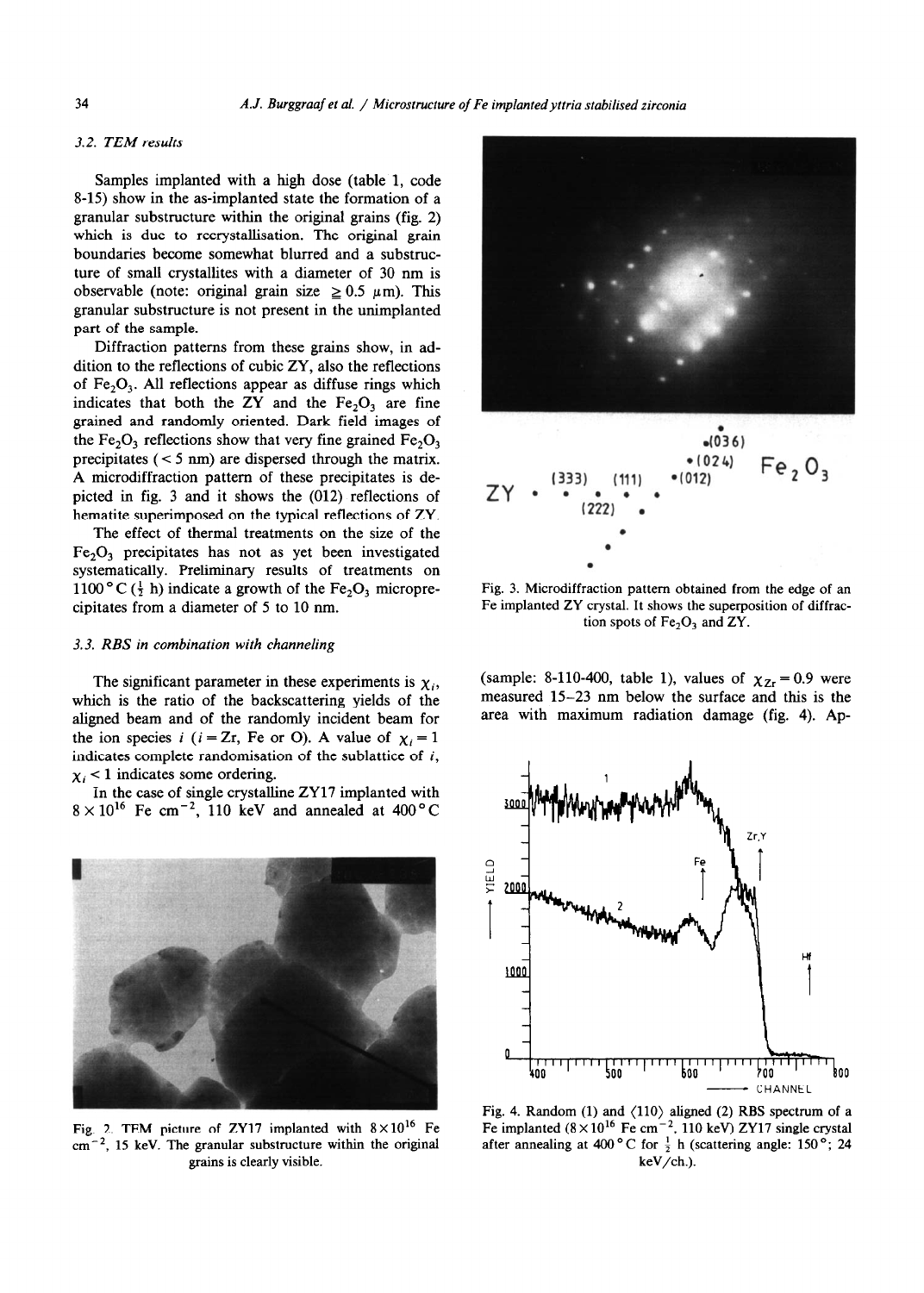### 3.2. TEM results

Samples implanted with a high dose (table 1, code 8-15) show in the as-implanted state the formation of a granular substructure within the original grains (fig. 2) which is due to recrystallisation. The original grain boundaries become somewhat blurred and a substructure of small crystallites with a diameter of 30 nm is observable (note: original grain size $\geq 0.5$ μm). This granular substructure is not present in the unimplanted part of the sample.

Diffraction patterns from these grains show, in addition to the reflections of cubic ZY, also the reflections of $Fe_2O_3$. All reflections appear as diffuse rings which indicates that both the ZY and the $Fe_2O_3$ are fine grained and randomly oriented. Dark field images of the $Fe_2O_3$ reflections show that very fine grained $Fe_2O_3$ precipitates ($< 5$ nm) are dispersed through the matrix. A microdiffraction pattern of these precipitates is depicted in fig. 3 and it shows the (012) reflections of hematite superimposed on the typical reflections of ZY.

The effect of thermal treatments on the size of the $Fe_2O_3$ precipitates has not as yet been investigated systematically. Preliminary results of treatments on 1100 °C ($\frac{1}{2}$ h) indicate a growth of the $Fe_2O_3$ microprecipitates from a diameter of 5 to 10 nm.

Fig. 2. TEM picture of ZY17 implanted with $8 \times 10^{16}$ Fe cm$^{-2}$, 15 keV. The granular substructure within the original grains is clearly visible.

Fig. 3. Microdiffraction pattern obtained from the edge of an Fe implanted ZY crystal. It shows the superposition of diffraction spots of $Fe_2O_3$ and ZY.

### 3.3. RBS in combination with channeling

The significant parameter in these experiments is $\chi_i$, which is the ratio of the backscattering yields of the aligned beam and of the randomly incident beam for the ion species $i$ ($i$ = Zr, Fe or O). A value of $\chi_i = 1$ indicates complete randomisation of the sublattice of $i$, $\chi_i < 1$ indicates some ordering.

In the case of single crystalline ZY17 implanted with $8 \times 10^{16}$ Fe cm$^{-2}$, 110 keV and annealed at 400 °C (sample: 8-110-400, table 1), values of $\chi_{Zr} = 0.9$ were measured 15–23 nm below the surface and this is the area with maximum radiation damage (fig. 4). Ap-

Fig. 4. Random (1) and ⟨110⟩ aligned (2) RBS spectrum of a Fe implanted ($8 \times 10^{16}$ Fe cm$^{-2}$, 110 keV) ZY17 single crystal after annealing at 400 °C for $\frac{1}{2}$ h (scattering angle: 150°; 24 keV/ch.).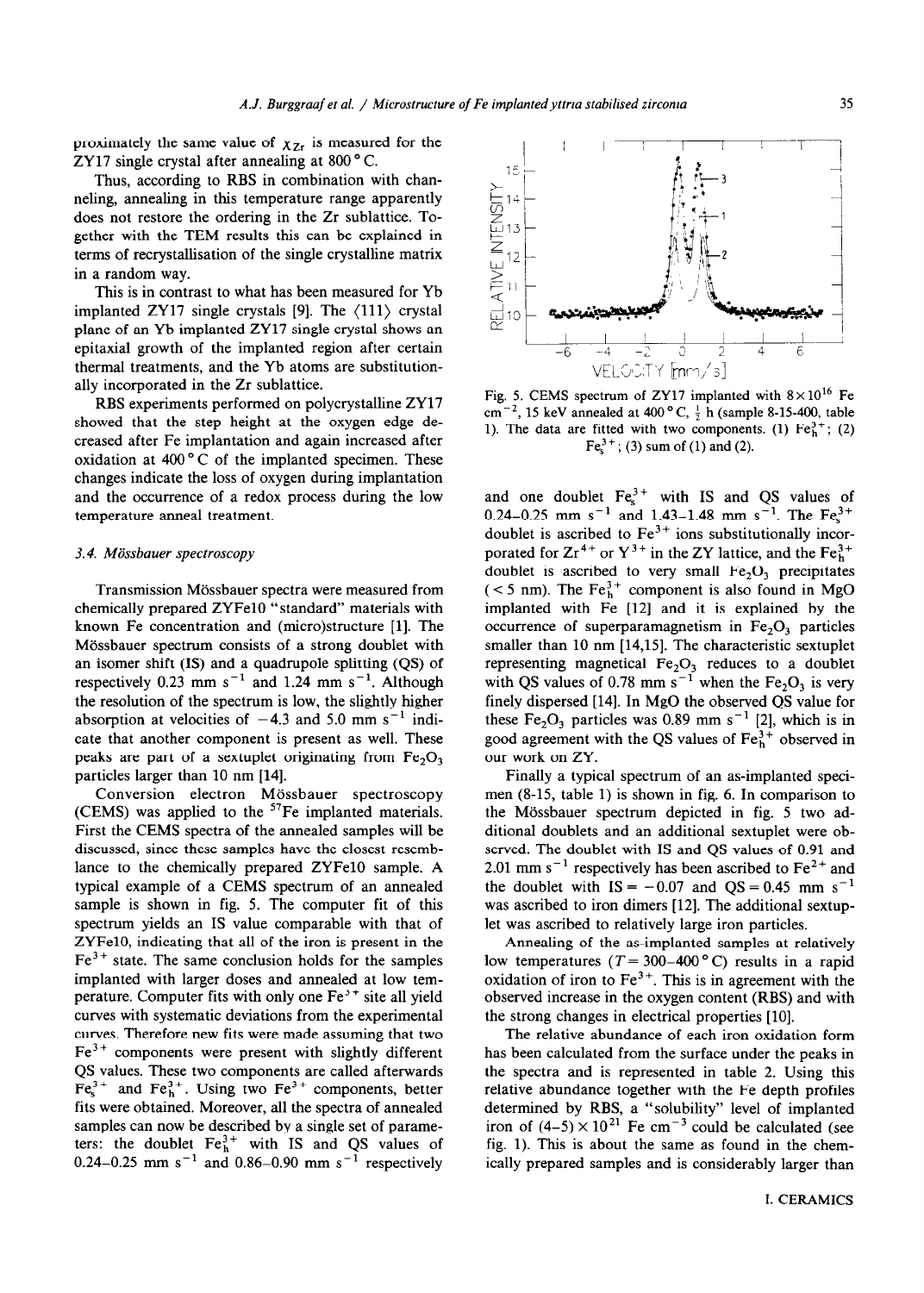proximately the same value of $\chi_{Zr}$ is measured for the ZY17 single crystal after annealing at 800 °C.

Thus, according to RBS in combination with channeling, annealing in this temperature range apparently does not restore the ordering in the Zr sublattice. Together with the TEM results this can be explained in terms of recrystallisation of the single crystalline matrix in a random way.

This is in contrast to what has been measured for Yb implanted ZY17 single crystals [9]. The ⟨111⟩ crystal plane of an Yb implanted ZY17 single crystal shows an epitaxial growth of the implanted region after certain thermal treatments, and the Yb atoms are substitutionally incorporated in the Zr sublattice.

RBS experiments performed on polycrystalline ZY17 showed that the step height at the oxygen edge decreased after Fe implantation and again increased after oxidation at 400 °C of the implanted specimen. These changes indicate the loss of oxygen during implantation and the occurrence of a redox process during the low temperature anneal treatment.

### 3.4. Mössbauer spectroscopy

Transmission Mössbauer spectra were measured from chemically prepared ZYFe10 "standard" materials with known Fe concentration and (micro)structure [1]. The Mössbauer spectrum consists of a strong doublet with an isomer shift (IS) and a quadrupole splitting (QS) of respectively 0.23 mm $s^{-1}$ and 1.24 mm $s^{-1}$. Although the resolution of the spectrum is low, the slightly higher absorption at velocities of −4.3 and 5.0 mm $s^{-1}$ indicate that another component is present as well. These peaks are part of a sextuplet originating from $Fe_2O_3$ particles larger than 10 nm [14].

Conversion electron Mössbauer spectroscopy (CEMS) was applied to the $^{57}Fe$ implanted materials. First the CEMS spectra of the annealed samples will be discussed, since these samples have the closest resemblance to the chemically prepared ZYFe10 sample. A typical example of a CEMS spectrum of an annealed sample is shown in fig. 5. The computer fit of this spectrum yields an IS value comparable with that of ZYFe10, indicating that all of the iron is present in the $Fe^{3+}$ state. The same conclusion holds for the samples implanted with larger doses and annealed at low temperature. Computer fits with only one $Fe^{3+}$ site all yield curves with systematic deviations from the experimental curves. Therefore new fits were made assuming that two $Fe^{3+}$ components were present with slightly different QS values. These two components are called afterwards $Fe_s^{3+}$ and $Fe_h^{3+}$. Using two $Fe^{3+}$ components, better fits were obtained. Moreover, all the spectra of annealed samples can now be described by a single set of parameters: the doublet $Fe_h^{3+}$ with IS and QS values of 0.24–0.25 mm $s^{-1}$ and 0.86–0.90 mm $s^{-1}$ respectively and one doublet $Fe_s^{3+}$ with IS and QS values of 0.24–0.25 mm $s^{-1}$ and 1.43–1.48 mm $s^{-1}$. The $Fe_s^{3+}$ doublet is ascribed to $Fe^{3+}$ ions substitutionally incorporated for $Zr^{4+}$ or $Y^{3+}$ in the ZY lattice, and the $Fe_h^{3+}$ doublet is ascribed to very small $Fe_2O_3$ precipitates (< 5 nm). The $Fe_h^{3+}$ component is also found in MgO implanted with Fe [12] and it is explained by the occurrence of superparamagnetism in $Fe_2O_3$ particles smaller than 10 nm [14,15]. The characteristic sextuplet representing magnetical $Fe_2O_3$ reduces to a doublet with QS values of 0.78 mm $s^{-1}$ when the $Fe_2O_3$ is very finely dispersed [14]. In MgO the observed QS value for these $Fe_2O_3$ particles was 0.89 mm $s^{-1}$ [2], which is in good agreement with the QS values of $Fe_h^{3+}$ observed in our work on ZY.

Fig. 5. CEMS spectrum of ZY17 implanted with $8 \times 10^{16}$ Fe $cm^{-2}$, 15 keV annealed at 400 °C, $\frac{1}{2}$ h (sample 8-15-400, table 1). The data are fitted with two components. (1) $Fe_h^{3+}$; (2) $Fe_s^{3+}$; (3) sum of (1) and (2).

Finally a typical spectrum of an as-implanted specimen (8-15, table 1) is shown in fig. 6. In comparison to the Mössbauer spectrum depicted in fig. 5 two additional doublets and an additional sextuplet were observed. The doublet with IS and QS values of 0.91 and 2.01 mm $s^{-1}$ respectively has been ascribed to $Fe^{2+}$ and the doublet with IS = −0.07 and QS = 0.45 mm $s^{-1}$ was ascribed to iron dimers [12]. The additional sextuplet was ascribed to relatively large iron particles.

Annealing of the as-implanted samples at relatively low temperatures (T = 300–400 °C) results in a rapid oxidation of iron to $Fe^{3+}$. This is in agreement with the observed increase in the oxygen content (RBS) and with the strong changes in electrical properties [10].

The relative abundance of each iron oxidation form has been calculated from the surface under the peaks in the spectra and is represented in table 2. Using this relative abundance together with the Fe depth profiles determined by RBS, a "solubility" level of implanted iron of $(4\text{–}5) \times 10^{21}$ Fe $cm^{-3}$ could be calculated (see fig. 1). This is about the same as found in the chemically prepared samples and is considerably larger than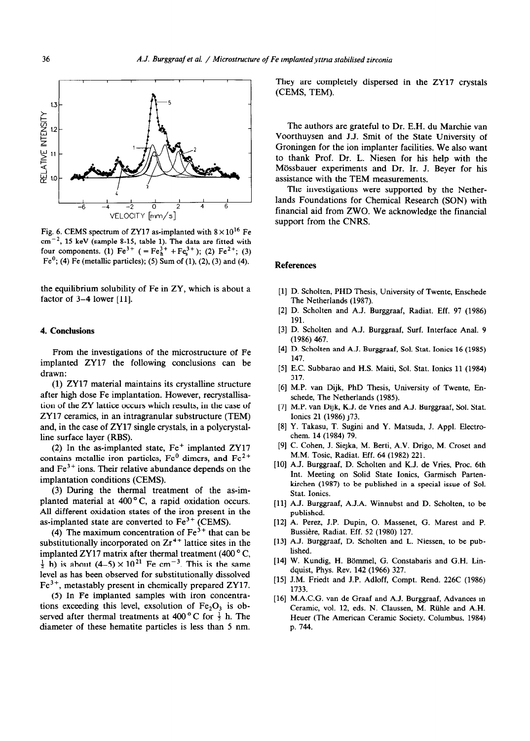RELATIVE INTENSITY

1.3
1.2
1.1
1.0

5
1
2
3
4

-6 -4 -2 0 2 4 6

VELOCITY [mm/s]

Fig. 6. CEMS spectrum of ZY17 as-implanted with $8 \times 10^{16}$ Fe $cm^{-2}$, 15 keV (sample 8-15, table 1). The data are fitted with four components. (1) $Fe^{3+}$ ( $= Fe_h^{3+} + Fe_s^{3+}$); (2) $Fe^{2+}$; (3) $Fe^0$; (4) Fe (metallic particles); (5) Sum of (1), (2), (3) and (4).

the equilibrium solubility of Fe in ZY, which is about a factor of 3–4 lower [11].

## 4. Conclusions

From the investigations of the microstructure of Fe implanted ZY17 the following conclusions can be drawn:

(1) ZY17 material maintains its crystalline structure after high dose Fe implantation. However, recrystallisation of the ZY lattice occurs which results, in the case of ZY17 ceramics, in an intragranular substructure (TEM) and, in the case of ZY17 single crystals, in a polycrystalline surface layer (RBS).

(2) In the as-implanted state, $Fe^+$ implanted ZY17 contains metallic iron particles, $Fe^0$ dimers, and $Fe^{2+}$ and $Fe^{3+}$ ions. Their relative abundance depends on the implantation conditions (CEMS).

(3) During the thermal treatment of the as-implanted material at 400 ° C, a rapid oxidation occurs. All different oxidation states of the iron present in the as-implanted state are converted to $Fe^{3+}$ (CEMS).

(4) The maximum concentration of $Fe^{3+}$ that can be substitutionally incorporated on $Zr^{4+}$ lattice sites in the implanted ZY17 matrix after thermal treatment (400 ° C, $\frac{1}{2}$ h) is about $(4–5) \times 10^{21}$ Fe $cm^{-3}$. This is the same level as has been observed for substitutionally dissolved $Fe^{3+}$, metastably present in chemically prepared ZY17.

(5) In Fe implanted samples with iron concentrations exceeding this level, exsolution of $Fe_2O_3$ is observed after thermal treatments at 400 ° C for $\frac{1}{2}$ h. The diameter of these hematite particles is less than 5 nm. They are completely dispersed in the ZY17 crystals (CEMS, TEM).

The authors are grateful to Dr. E.H. du Marchie van Voorthuysen and J.J. Smit of the State University of Groningen for the ion implanter facilities. We also want to thank Prof. Dr. L. Niesen for his help with the Mössbauer experiments and Dr. Ir. J. Beyer for his assistance with the TEM measurements.

The investigations were supported by the Netherlands Foundations for Chemical Research (SON) with financial aid from ZWO. We acknowledge the financial support from the CNRS.

## References

[1] D. Scholten, PHD Thesis, University of Twente, Enschede The Netherlands (1987).

[2] D. Scholten and A.J. Burggraaf, Radiat. Eff. 97 (1986) 191.

[3] D. Scholten and A.J. Burggraaf, Surf. Interface Anal. 9 (1986) 467.

[4] D. Scholten and A.J. Burggraaf, Sol. Stat. Ionics 16 (1985) 147.

[5] E.C. Subbarao and H.S. Maiti, Sol. Stat. Ionics 11 (1984) 317.

[6] M.P. van Dijk, PhD Thesis, University of Twente, Enschede, The Netherlands (1985).

[7] M.P. van Dijk, K.J. de Vries and A.J. Burggraaf, Sol. Stat. Ionics 21 (1986) 73.

[8] Y. Takasu, T. Sugini and Y. Matsuda, J. Appl. Electrochem. 14 (1984) 79.

[9] C. Cohen, J. Siejka, M. Berti, A.V. Drigo, M. Croset and M.M. Tosic, Radiat. Eff. 64 (1982) 221.

[10] A.J. Burggraaf, D. Scholten and K.J. de Vries, Proc. 6th Int. Meeting on Solid State Ionics, Garmisch Partenkirchen (1987) to be published in a special issue of Sol. Stat. Ionics.

[11] A.J. Burggraaf, A.J.A. Winnubst and D. Scholten, to be published.

[12] A. Perez, J.P. Dupin, O. Massenet, G. Marest and P. Bussière, Radiat. Eff. 52 (1980) 127.

[13] A.J. Burggraaf, D. Scholten and L. Niessen, to be published.

[14] W. Kundig, H. Bömmel, G. Constabaris and G.H. Lindquist, Phys. Rev. 142 (1966) 327.

[15] J.M. Friedt and J.P. Adloff, Compt. Rend. 226C (1986) 1733.

[16] M.A.C.G. van de Graaf and A.J. Burggraaf, Advances in Ceramic, vol. 12, eds. N. Claussen, M. Rühle and A.H. Heuer (The American Ceramic Society, Columbus, 1984) p. 744.